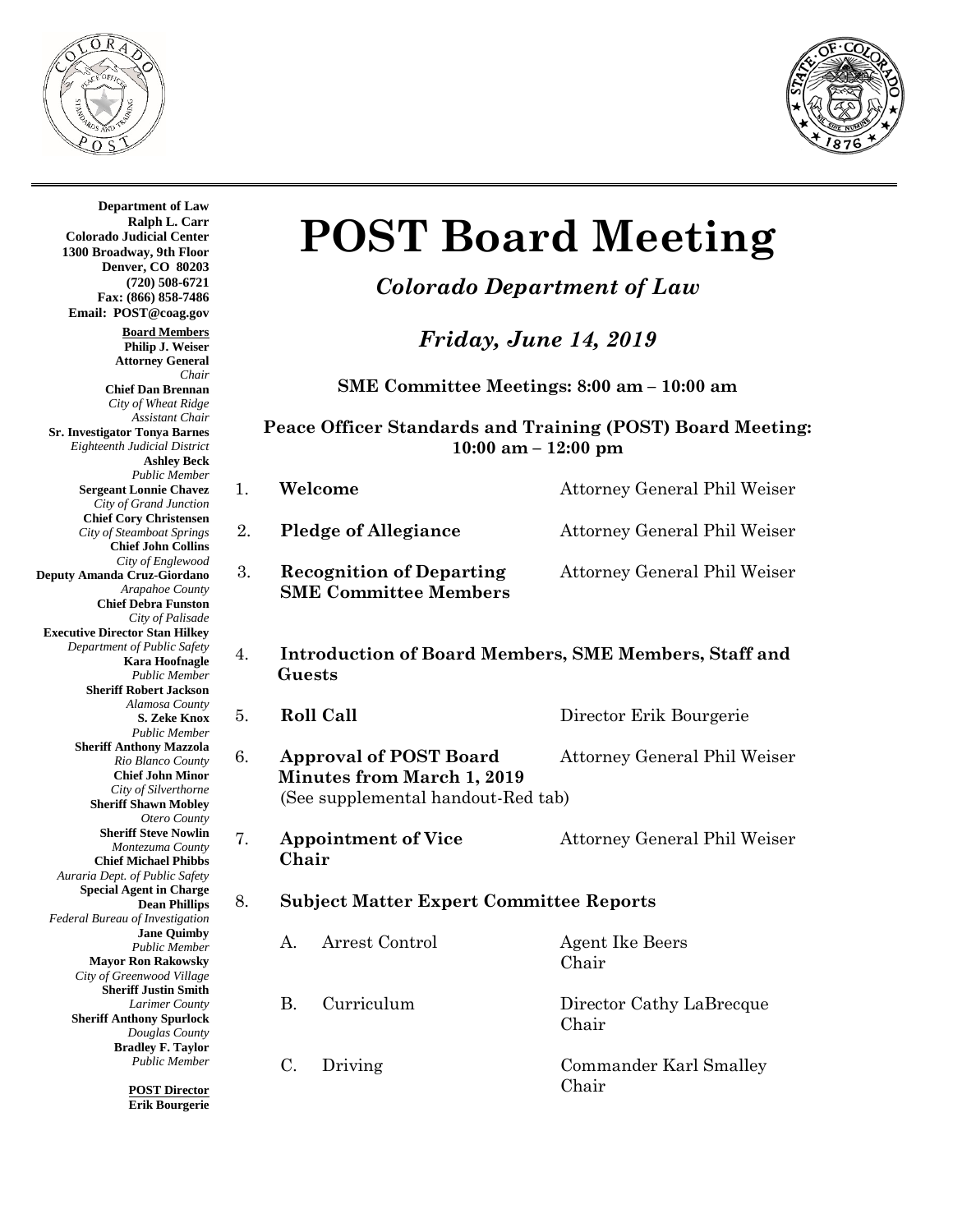**Department of Law**
**Ralph L. Carr**
**Colorado Judicial Center**
**1300 Broadway, 9th Floor**
**Denver, CO 80203**
**(720) 508-6721**
**Fax: (866) 858-7486**
**Email: POST@coag.gov**

**Board Members**

**Philip J. Weiser**
**Attorney General**
*Chair*

**Chief Dan Brennan**
*City of Wheat Ridge*
*Assistant Chair*

**Sr. Investigator Tonya Barnes**
*Eighteenth Judicial District*

**Ashley Beck**
*Public Member*

**Sergeant Lonnie Chavez**
*City of Grand Junction*

**Chief Cory Christensen**
*City of Steamboat Springs*

**Chief John Collins**
*City of Englewood*

**Deputy Amanda Cruz-Giordano**
*Arapahoe County*

**Chief Debra Funston**
*City of Palisade*

**Executive Director Stan Hilkey**
*Department of Public Safety*

**Kara Hoofnagle**
*Public Member*

**Sheriff Robert Jackson**
*Alamosa County*

**S. Zeke Knox**
*Public Member*

**Sheriff Anthony Mazzola**
*Rio Blanco County*

**Chief John Minor**
*City of Silverthorne*

**Sheriff Shawn Mobley**
*Otero County*

**Sheriff Steve Nowlin**
*Montezuma County*

**Chief Michael Phibbs**
*Auraria Dept. of Public Safety*

**Special Agent in Charge Dean Phillips**
*Federal Bureau of Investigation*

**Jane Quimby**
*Public Member*

**Mayor Ron Rakowsky**
*City of Greenwood Village*

**Sheriff Justin Smith**
*Larimer County*

**Sheriff Anthony Spurlock**
*Douglas County*

**Bradley F. Taylor**
*Public Member*

**POST Director**
**Erik Bourgerie**

# POST Board Meeting

## *Colorado Department of Law*

## *Friday, June 14, 2019*

**SME Committee Meetings: 8:00 am – 10:00 am**

**Peace Officer Standards and Training (POST) Board Meeting: 10:00 am – 12:00 pm**

1. **Welcome** — Attorney General Phil Weiser
2. **Pledge of Allegiance** — Attorney General Phil Weiser
3. **Recognition of Departing SME Committee Members** — Attorney General Phil Weiser
4. **Introduction of Board Members, SME Members, Staff and Guests**
5. **Roll Call** — Director Erik Bourgerie
6. **Approval of POST Board Minutes from March 1, 2019** — Attorney General Phil Weiser
   (See supplemental handout-Red tab)
7. **Appointment of Vice Chair** — Attorney General Phil Weiser
8. **Subject Matter Expert Committee Reports**
   - A. Arrest Control — Agent Ike Beers, Chair
   - B. Curriculum — Director Cathy LaBrecque, Chair
   - C. Driving — Commander Karl Smalley, Chair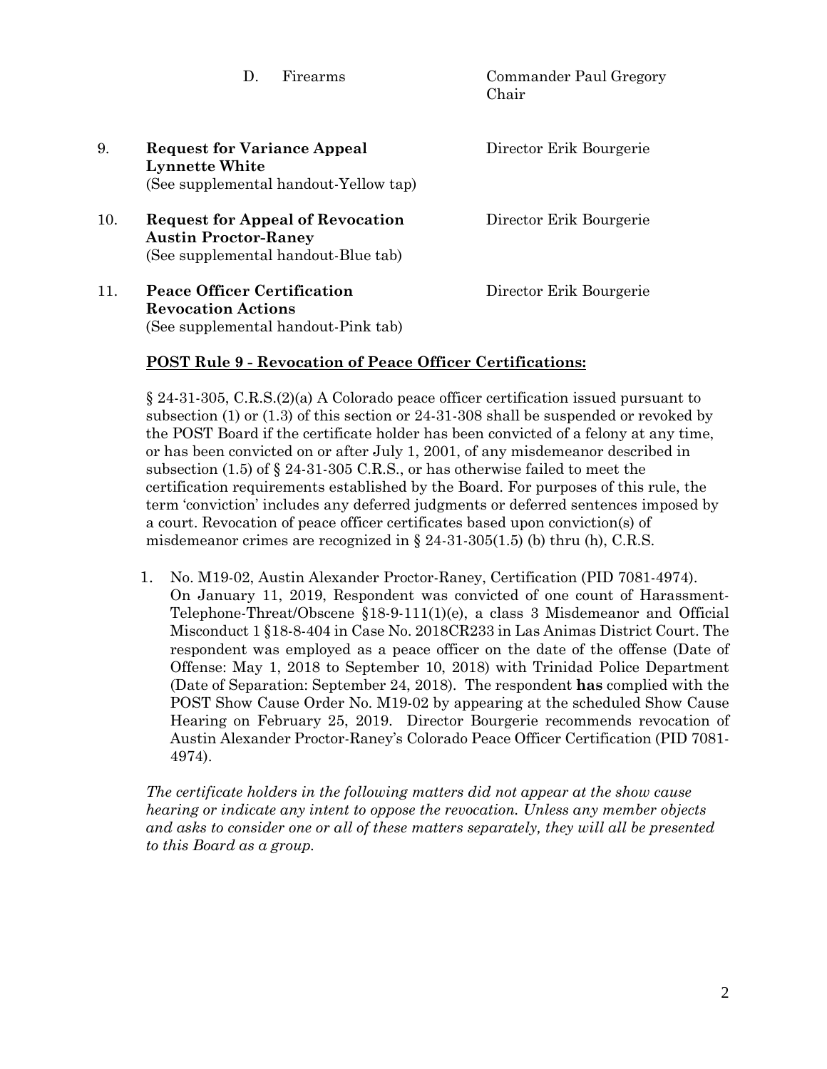D. Firearms — Commander Paul Gregory, Chair

9. **Request for Variance Appeal Lynnette White** (See supplemental handout-Yellow tap) — Director Erik Bourgerie

10. **Request for Appeal of Revocation Austin Proctor-Raney** (See supplemental handout-Blue tab) — Director Erik Bourgerie

11. **Peace Officer Certification Revocation Actions** (See supplemental handout-Pink tab) — Director Erik Bourgerie

**POST Rule 9 - Revocation of Peace Officer Certifications:**

§ 24-31-305, C.R.S.(2)(a) A Colorado peace officer certification issued pursuant to subsection (1) or (1.3) of this section or 24-31-308 shall be suspended or revoked by the POST Board if the certificate holder has been convicted of a felony at any time, or has been convicted on or after July 1, 2001, of any misdemeanor described in subsection (1.5) of § 24-31-305 C.R.S., or has otherwise failed to meet the certification requirements established by the Board. For purposes of this rule, the term 'conviction' includes any deferred judgments or deferred sentences imposed by a court. Revocation of peace officer certificates based upon conviction(s) of misdemeanor crimes are recognized in § 24-31-305(1.5) (b) thru (h), C.R.S.

1. No. M19-02, Austin Alexander Proctor-Raney, Certification (PID 7081-4974). On January 11, 2019, Respondent was convicted of one count of Harassment-Telephone-Threat/Obscene §18-9-111(1)(e), a class 3 Misdemeanor and Official Misconduct 1 §18-8-404 in Case No. 2018CR233 in Las Animas District Court. The respondent was employed as a peace officer on the date of the offense (Date of Offense: May 1, 2018 to September 10, 2018) with Trinidad Police Department (Date of Separation: September 24, 2018). The respondent **has** complied with the POST Show Cause Order No. M19-02 by appearing at the scheduled Show Cause Hearing on February 25, 2019. Director Bourgerie recommends revocation of Austin Alexander Proctor-Raney's Colorado Peace Officer Certification (PID 7081-4974).

*The certificate holders in the following matters did not appear at the show cause hearing or indicate any intent to oppose the revocation. Unless any member objects and asks to consider one or all of these matters separately, they will all be presented to this Board as a group.*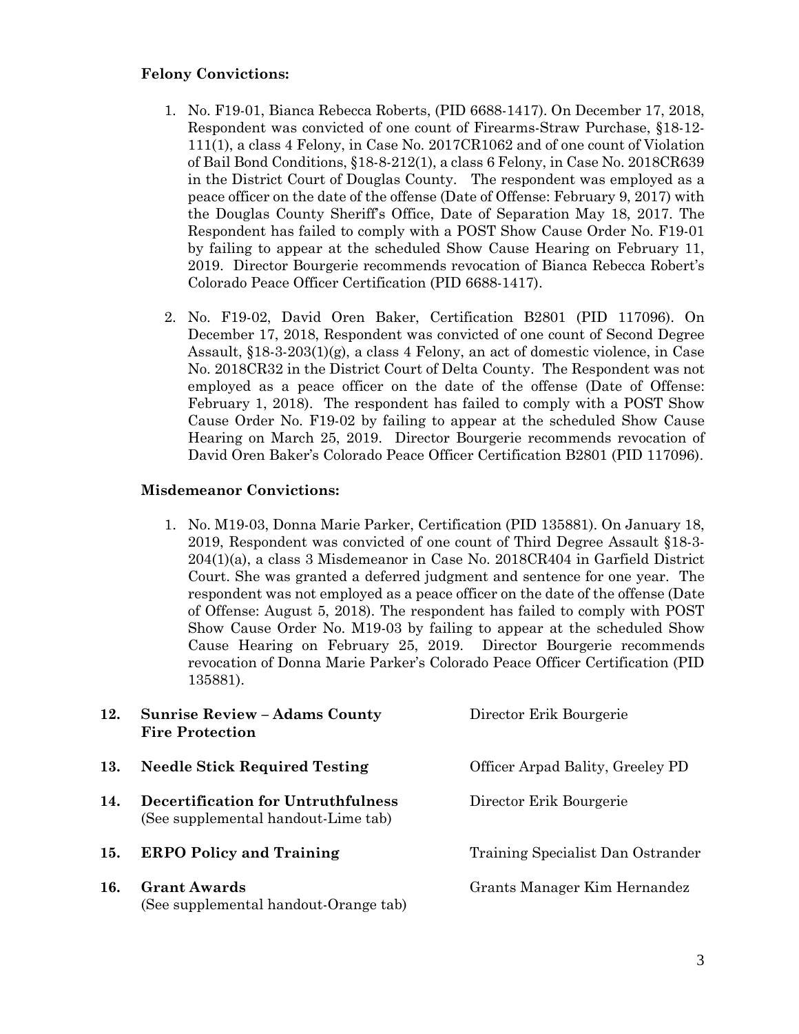**Felony Convictions:**

1. No. F19-01, Bianca Rebecca Roberts, (PID 6688-1417). On December 17, 2018, Respondent was convicted of one count of Firearms-Straw Purchase, §18-12-111(1), a class 4 Felony, in Case No. 2017CR1062 and of one count of Violation of Bail Bond Conditions, §18-8-212(1), a class 6 Felony, in Case No. 2018CR639 in the District Court of Douglas County. The respondent was employed as a peace officer on the date of the offense (Date of Offense: February 9, 2017) with the Douglas County Sheriff's Office, Date of Separation May 18, 2017. The Respondent has failed to comply with a POST Show Cause Order No. F19-01 by failing to appear at the scheduled Show Cause Hearing on February 11, 2019. Director Bourgerie recommends revocation of Bianca Rebecca Robert's Colorado Peace Officer Certification (PID 6688-1417).

2. No. F19-02, David Oren Baker, Certification B2801 (PID 117096). On December 17, 2018, Respondent was convicted of one count of Second Degree Assault, §18-3-203(1)(g), a class 4 Felony, an act of domestic violence, in Case No. 2018CR32 in the District Court of Delta County. The Respondent was not employed as a peace officer on the date of the offense (Date of Offense: February 1, 2018). The respondent has failed to comply with a POST Show Cause Order No. F19-02 by failing to appear at the scheduled Show Cause Hearing on March 25, 2019. Director Bourgerie recommends revocation of David Oren Baker's Colorado Peace Officer Certification B2801 (PID 117096).

**Misdemeanor Convictions:**

1. No. M19-03, Donna Marie Parker, Certification (PID 135881). On January 18, 2019, Respondent was convicted of one count of Third Degree Assault §18-3-204(1)(a), a class 3 Misdemeanor in Case No. 2018CR404 in Garfield District Court. She was granted a deferred judgment and sentence for one year. The respondent was not employed as a peace officer on the date of the offense (Date of Offense: August 5, 2018). The respondent has failed to comply with POST Show Cause Order No. M19-03 by failing to appear at the scheduled Show Cause Hearing on February 25, 2019. Director Bourgerie recommends revocation of Donna Marie Parker's Colorado Peace Officer Certification (PID 135881).

| | | |
|---|---|---|
| **12.** | **Sunrise Review – Adams County Fire Protection** | Director Erik Bourgerie |
| **13.** | **Needle Stick Required Testing** | Officer Arpad Bality, Greeley PD |
| **14.** | **Decertification for Untruthfulness** (See supplemental handout-Lime tab) | Director Erik Bourgerie |
| **15.** | **ERPO Policy and Training** | Training Specialist Dan Ostrander |
| **16.** | **Grant Awards** (See supplemental handout-Orange tab) | Grants Manager Kim Hernandez |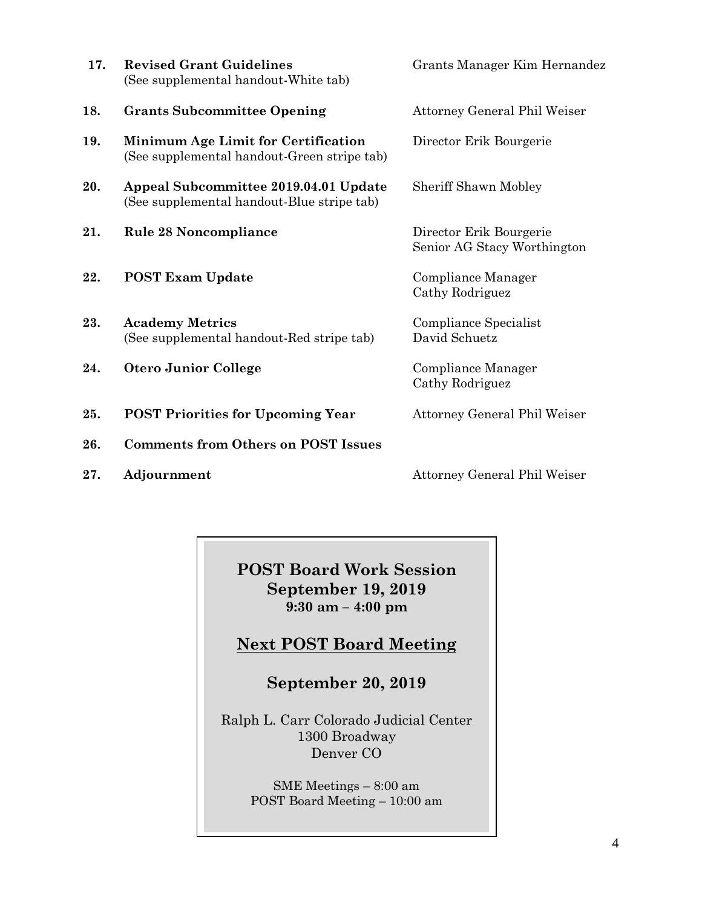| | | |
|---|---|---|
| **17.** | **Revised Grant Guidelines** (See supplemental handout-White tab) | Grants Manager Kim Hernandez |
| **18.** | **Grants Subcommittee Opening** | Attorney General Phil Weiser |
| **19.** | **Minimum Age Limit for Certification** (See supplemental handout-Green stripe tab) | Director Erik Bourgerie |
| **20.** | **Appeal Subcommittee 2019.04.01 Update** (See supplemental handout-Blue stripe tab) | Sheriff Shawn Mobley |
| **21.** | **Rule 28 Noncompliance** | Director Erik Bourgerie<br>Senior AG Stacy Worthington |
| **22.** | **POST Exam Update** | Compliance Manager<br>Cathy Rodriguez |
| **23.** | **Academy Metrics** (See supplemental handout-Red stripe tab) | Compliance Specialist<br>David Schuetz |
| **24.** | **Otero Junior College** | Compliance Manager<br>Cathy Rodriguez |
| **25.** | **POST Priorities for Upcoming Year** | Attorney General Phil Weiser |
| **26.** | **Comments from Others on POST Issues** | |
| **27.** | **Adjournment** | Attorney General Phil Weiser |

**POST Board Work Session**
**September 19, 2019**
**9:30 am – 4:00 pm**

**Next POST Board Meeting**

**September 20, 2019**

Ralph L. Carr Colorado Judicial Center
1300 Broadway
Denver CO

SME Meetings – 8:00 am
POST Board Meeting – 10:00 am